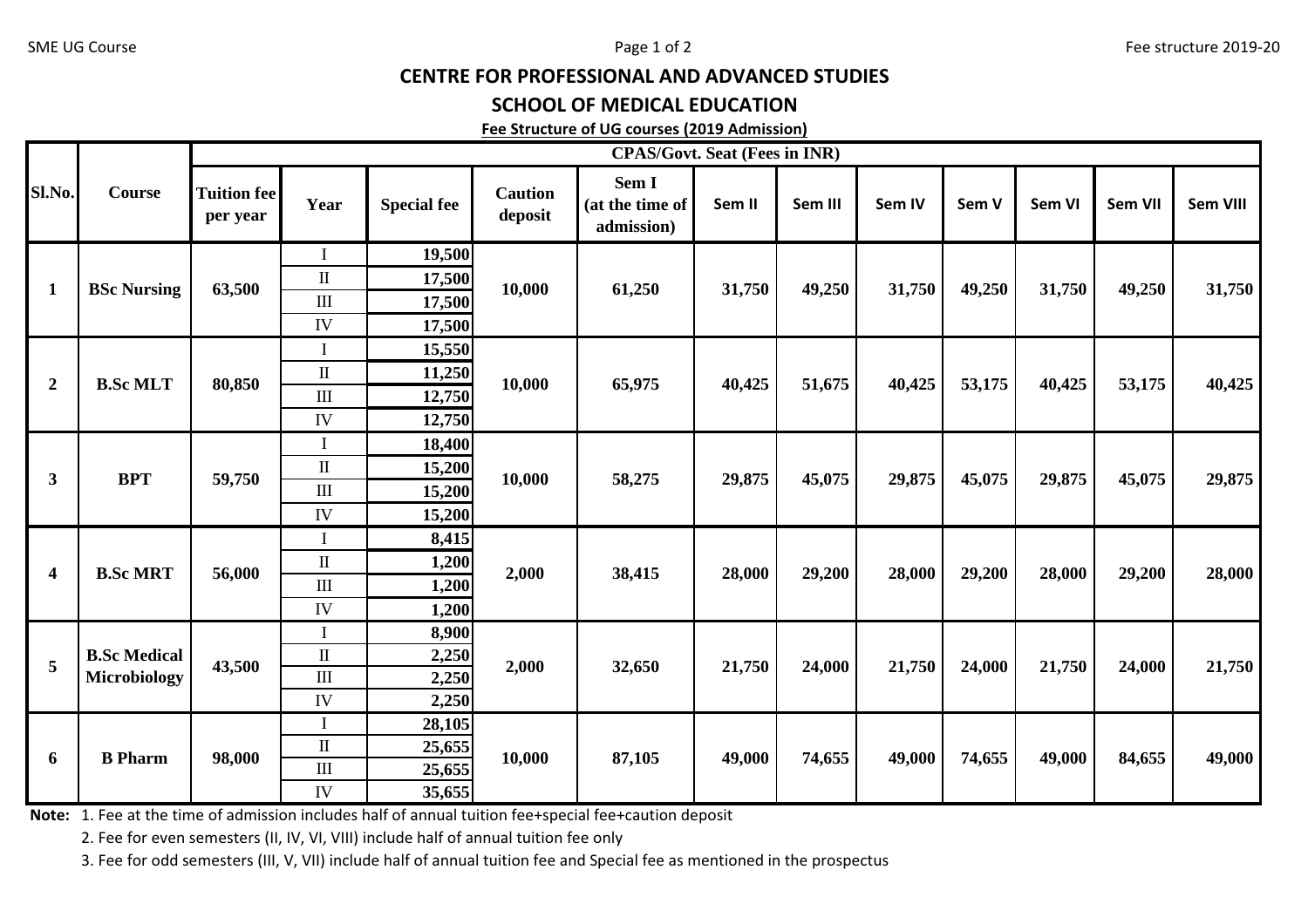# CENTRE FOR PROFESSIONAL AND ADVANCED STUDIES

## SCHOOL OF MEDICAL EDUCATION

**Fee Structure of UG courses (2019 Admission)**

| Sl.No. | Course | CPAS/Govt. Seat (Fees in INR) | | | | | | | | | | | |
|---|---|---|---|---|---|---|---|---|---|---|---|---|---|
| | | Tuition fee per year | Year | Special fee | Caution deposit | Sem I (at the time of admission) | Sem II | Sem III | Sem IV | Sem V | Sem VI | Sem VII | Sem VIII |
| 1 | BSc Nursing | 63,500 | I | 19,500 | 10,000 | 61,250 | 31,750 | 49,250 | 31,750 | 49,250 | 31,750 | 49,250 | 31,750 |
| | | | II | 17,500 | | | | | | | | | |
| | | | III | 17,500 | | | | | | | | | |
| | | | IV | 17,500 | | | | | | | | | |
| 2 | B.Sc MLT | 80,850 | I | 15,550 | 10,000 | 65,975 | 40,425 | 51,675 | 40,425 | 53,175 | 40,425 | 53,175 | 40,425 |
| | | | II | 11,250 | | | | | | | | | |
| | | | III | 12,750 | | | | | | | | | |
| | | | IV | 12,750 | | | | | | | | | |
| 3 | BPT | 59,750 | I | 18,400 | 10,000 | 58,275 | 29,875 | 45,075 | 29,875 | 45,075 | 29,875 | 45,075 | 29,875 |
| | | | II | 15,200 | | | | | | | | | |
| | | | III | 15,200 | | | | | | | | | |
| | | | IV | 15,200 | | | | | | | | | |
| 4 | B.Sc MRT | 56,000 | I | 8,415 | 2,000 | 38,415 | 28,000 | 29,200 | 28,000 | 29,200 | 28,000 | 29,200 | 28,000 |
| | | | II | 1,200 | | | | | | | | | |
| | | | III | 1,200 | | | | | | | | | |
| | | | IV | 1,200 | | | | | | | | | |
| 5 | B.Sc Medical Microbiology | 43,500 | I | 8,900 | 2,000 | 32,650 | 21,750 | 24,000 | 21,750 | 24,000 | 21,750 | 24,000 | 21,750 |
| | | | II | 2,250 | | | | | | | | | |
| | | | III | 2,250 | | | | | | | | | |
| | | | IV | 2,250 | | | | | | | | | |
| 6 | B Pharm | 98,000 | I | 28,105 | 10,000 | 87,105 | 49,000 | 74,655 | 49,000 | 74,655 | 49,000 | 84,655 | 49,000 |
| | | | II | 25,655 | | | | | | | | | |
| | | | III | 25,655 | | | | | | | | | |
| | | | IV | 35,655 | | | | | | | | | |

**Note:**
1. Fee at the time of admission includes half of annual tuition fee+special fee+caution deposit
2. Fee for even semesters (II, IV, VI, VIII) include half of annual tuition fee only
3. Fee for odd semesters (III, V, VII) include half of annual tuition fee and Special fee as mentioned in the prospectus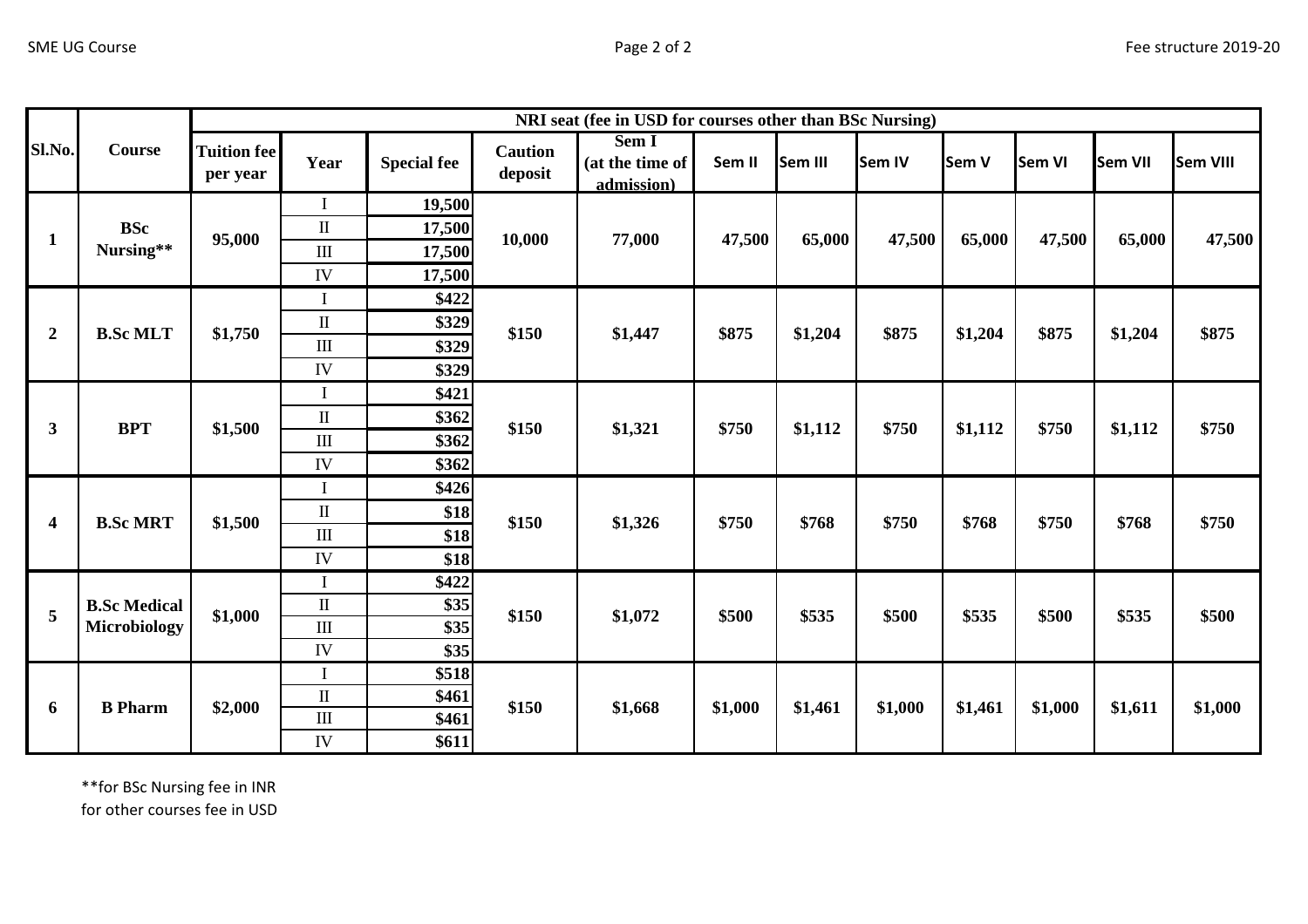| Sl.No. | Course | NRI seat (fee in USD for courses other than BSc Nursing) | | | | | | | | | | | | |
|---|---|---|---|---|---|---|---|---|---|---|---|---|---|---|
| | | Tuition fee per year | Year | Special fee | Caution deposit | Sem I (at the time of admission) | Sem II | Sem III | Sem IV | Sem V | Sem VI | Sem VII | Sem VIII |
| 1 | BSc Nursing** | 95,000 | I | 19,500 | 10,000 | 77,000 | 47,500 | 65,000 | 47,500 | 65,000 | 47,500 | 65,000 | 47,500 |
| | | | II | 17,500 | | | | | | | | | |
| | | | III | 17,500 | | | | | | | | | |
| | | | IV | 17,500 | | | | | | | | | |
| 2 | B.Sc MLT | $1,750 | I | $422 | $150 | $1,447 | $875 | $1,204 | $875 | $1,204 | $875 | $1,204 | $875 |
| | | | II | $329 | | | | | | | | | |
| | | | III | $329 | | | | | | | | | |
| | | | IV | $329 | | | | | | | | | |
| 3 | BPT | $1,500 | I | $421 | $150 | $1,321 | $750 | $1,112 | $750 | $1,112 | $750 | $1,112 | $750 |
| | | | II | $362 | | | | | | | | | |
| | | | III | $362 | | | | | | | | | |
| | | | IV | $362 | | | | | | | | | |
| 4 | B.Sc MRT | $1,500 | I | $426 | $150 | $1,326 | $750 | $768 | $750 | $768 | $750 | $768 | $750 |
| | | | II | $18 | | | | | | | | | |
| | | | III | $18 | | | | | | | | | |
| | | | IV | $18 | | | | | | | | | |
| 5 | B.Sc Medical Microbiology | $1,000 | I | $422 | $150 | $1,072 | $500 | $535 | $500 | $535 | $500 | $535 | $500 |
| | | | II | $35 | | | | | | | | | |
| | | | III | $35 | | | | | | | | | |
| | | | IV | $35 | | | | | | | | | |
| 6 | B Pharm | $2,000 | I | $518 | $150 | $1,668 | $1,000 | $1,461 | $1,000 | $1,461 | $1,000 | $1,611 | $1,000 |
| | | | II | $461 | | | | | | | | | |
| | | | III | $461 | | | | | | | | | |
| | | | IV | $611 | | | | | | | | | |

**for BSc Nursing fee in INR
for other courses fee in USD